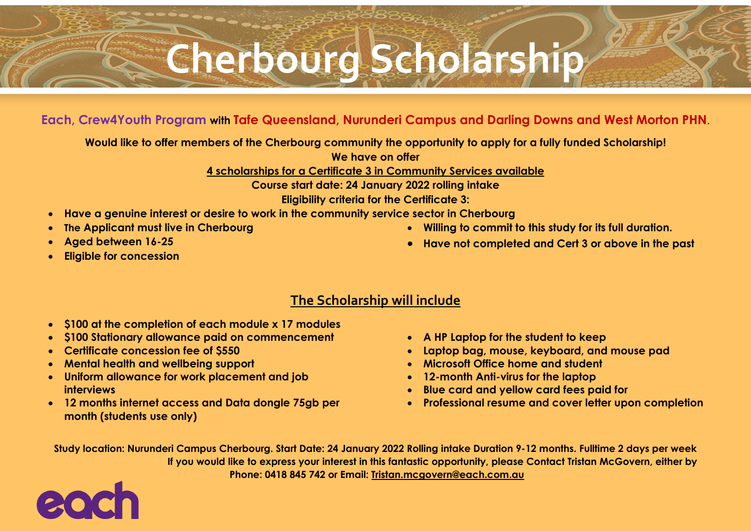# Cherbourg Scholarship

**Each, Crew4Youth Program with Tafe Queensland, Nurunderi Campus and Darling Downs and West Morton PHN.**

**Would like to offer members of the Cherbourg community the opportunity to apply for a fully funded Scholarship!**

**We have on offer**

**4 scholarships for a Certificate 3 in Community Services available**

**Course start date: 24 January 2022 rolling intake**

**Eligibility criteria for the Certificate 3:**

- **Have a genuine interest or desire to work in the community service sector in Cherbourg**
- **The Applicant must live in Cherbourg**
- **Aged between 16-25**
- **Eligible for concession**
- **Willing to commit to this study for its full duration.**
- **Have not completed and Cert 3 or above in the past**

## The Scholarship will include

- **$100 at the completion of each module x 17 modules**
- **$100 Stationary allowance paid on commencement**
- **Certificate concession fee of $550**
- **Mental health and wellbeing support**
- **Uniform allowance for work placement and job interviews**
- **12 months internet access and Data dongle 75gb per month (students use only)**
- **A HP Laptop for the student to keep**
- **Laptop bag, mouse, keyboard, and mouse pad**
- **Microsoft Office home and student**
- **12-month Anti-virus for the laptop**
- **Blue card and yellow card fees paid for**
- **Professional resume and cover letter upon completion**

**Study location: Nurunderi Campus Cherbourg. Start Date: 24 January 2022 Rolling intake Duration 9-12 months. Fulltime 2 days per week**

**If you would like to express your interest in this fantastic opportunity, please Contact Tristan McGovern, either by Phone: 0418 845 742 or Email: Tristan.mcgovern@each.com.au**

each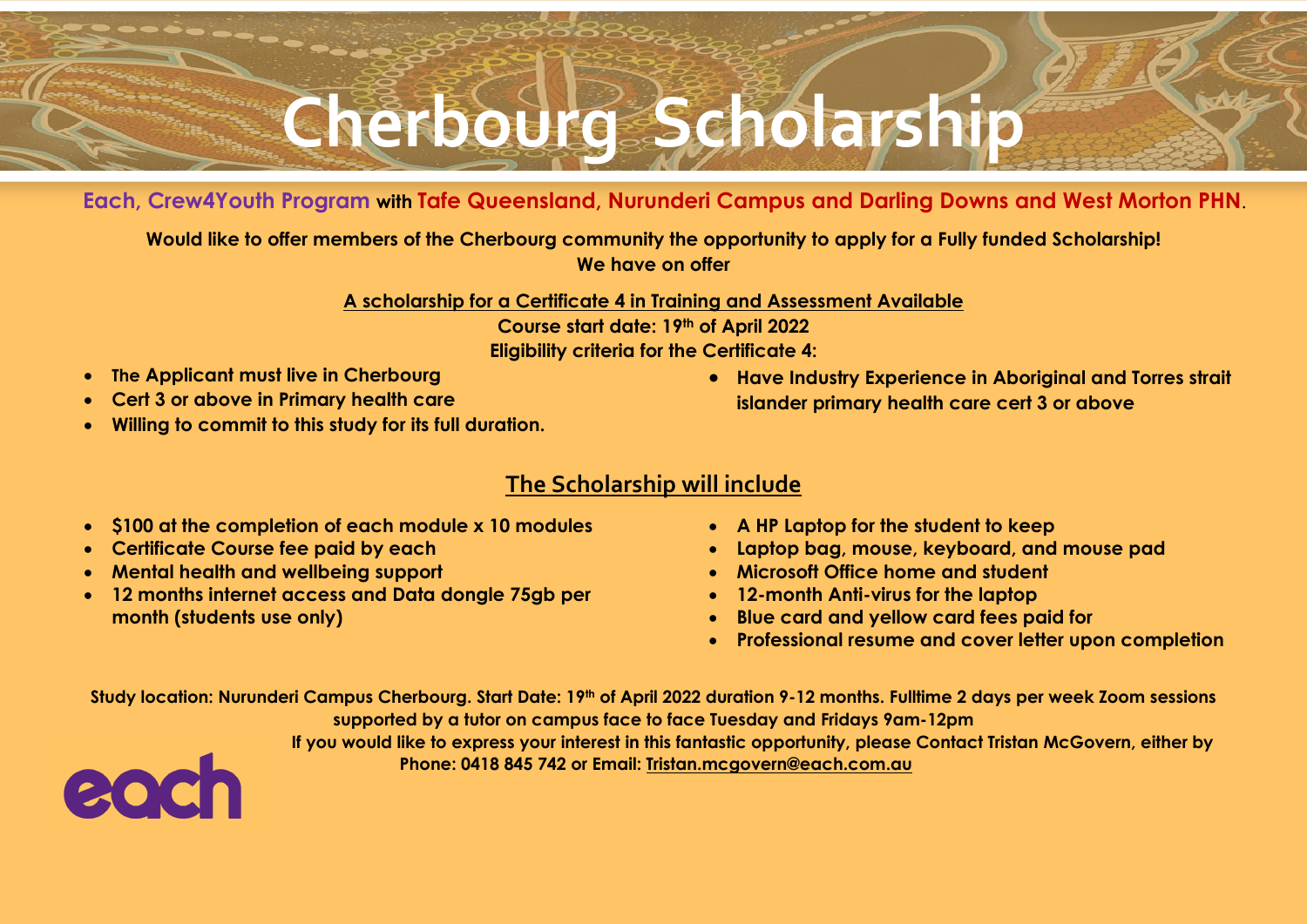# Cherbourg Scholarship

**Each, Crew4Youth Program with Tafe Queensland, Nurunderi Campus and Darling Downs and West Morton PHN.**

**Would like to offer members of the Cherbourg community the opportunity to apply for a Fully funded Scholarship!**
**We have on offer**

**A scholarship for a Certificate 4 in Training and Assessment Available**

**Course start date: 19th of April 2022**

**Eligibility criteria for the Certificate 4:**

- **The Applicant must live in Cherbourg**
- **Cert 3 or above in Primary health care**
- **Willing to commit to this study for its full duration.**
- **Have Industry Experience in Aboriginal and Torres strait islander primary health care cert 3 or above**

## The Scholarship will include

- **$100 at the completion of each module x 10 modules**
- **Certificate Course fee paid by each**
- **Mental health and wellbeing support**
- **12 months internet access and Data dongle 75gb per month (students use only)**
- **A HP Laptop for the student to keep**
- **Laptop bag, mouse, keyboard, and mouse pad**
- **Microsoft Office home and student**
- **12-month Anti-virus for the laptop**
- **Blue card and yellow card fees paid for**
- **Professional resume and cover letter upon completion**

**Study location: Nurunderi Campus Cherbourg. Start Date: 19th of April 2022 duration 9-12 months. Fulltime 2 days per week Zoom sessions supported by a tutor on campus face to face Tuesday and Fridays 9am-12pm**

**If you would like to express your interest in this fantastic opportunity, please Contact Tristan McGovern, either by Phone: 0418 845 742 or Email: Tristan.mcgovern@each.com.au**

each